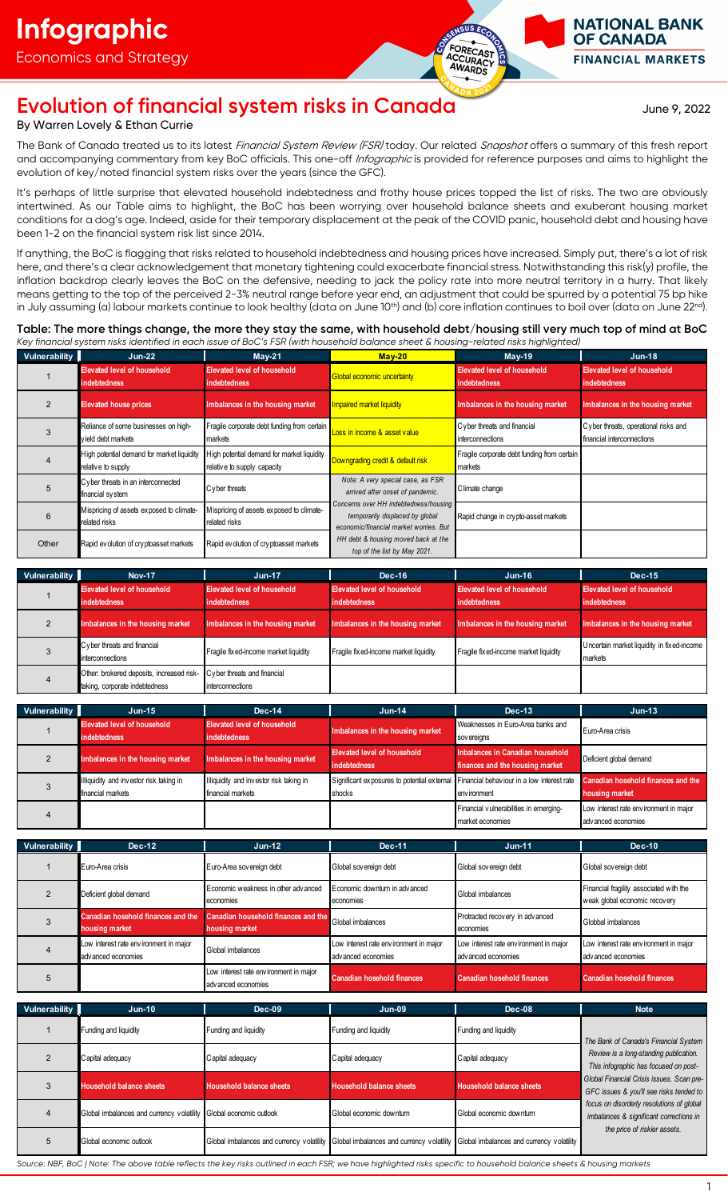# Infographic

Economics and Strategy

# Evolution of financial system risks in Canada

June 9, 2022

By Warren Lovely & Ethan Currie

The Bank of Canada treated us to its latest *Financial System Review (FSR)* today. Our related *Snapshot* offers a summary of this fresh report and accompanying commentary from key BoC officials. This one-off *Infographic* is provided for reference purposes and aims to highlight the evolution of key/noted financial system risks over the years (since the GFC).

It's perhaps of little surprise that elevated household indebtedness and frothy house prices topped the list of risks. The two are obviously intertwined. As our Table aims to highlight, the BoC has been worrying over household balance sheets and exuberant housing market conditions for a dog's age. Indeed, aside for their temporary displacement at the peak of the COVID panic, household debt and housing have been 1-2 on the financial system risk list since 2014.

If anything, the BoC is flagging that risks related to household indebtedness and housing prices have increased. Simply put, there's a lot of risk here, and there's a clear acknowledgement that monetary tightening could exacerbate financial stress. Notwithstanding this risk(y) profile, the inflation backdrop clearly leaves the BoC on the defensive, needing to jack the policy rate into more neutral territory in a hurry. That likely means getting to the top of the perceived 2-3% neutral range before year end, an adjustment that could be spurred by a potential 75 bp hike in July assuming (a) labour markets continue to look healthy (data on June 10th) and (b) core inflation continues to boil over (data on June 22nd).

**Table: The more things change, the more they stay the same, with household debt/housing still very much top of mind at BoC**

*Key financial system risks identified in each issue of BoC's FSR (with household balance sheet & housing-related risks highlighted)*

| Vulnerability | Jun-22 | May-21 | May-20 | May-19 | Jun-18 |
|---|---|---|---|---|---|
| 1 | **Elevated level of household indebtedness** | **Elevated level of household indebtedness** | Global economic uncertainty | **Elevated level of household indebtedness** | **Elevated level of household indebtedness** |
| 2 | **Elevated house prices** | **Imbalances in the housing market** | Impaired market liquidity | **Imbalances in the housing market** | **Imbalances in the housing market** |
| 3 | Reliance of some businesses on high-yield debt markets | Fragile corporate debt funding from certain markets | Loss in income & asset value | Cyber threats and financial interconnections | Cyber threats, operational risks and financial interconnections |
| 4 | High potential demand for market liquidity relative to supply | High potential demand for market liquidity relative to supply capacity | Downgrading credit & default risk | Fragile corporate debt funding from certain markets | |
| 5 | Cyber threats in an interconnected financial system | Cyber threats | *Note: A very special case, as FSR arrived after onset of pandemic.* | Climate change | |
| 6 | Mispricing of assets exposed to climate-related risks | Mispricing of assets exposed to climate-related risks | *Concerns over HH indebtedness/housing temporarily displaced by global economic/financial market worries. But* | Rapid change in crypto-asset markets | |
| Other | Rapid evolution of cryptoasset markets | Rapid evolution of cryptoasset markets | *HH debt & housing moved back at the top of the list by May 2021.* | | |

| Vulnerability | Nov-17 | Jun-17 | Dec-16 | Jun-16 | Dec-15 |
|---|---|---|---|---|---|
| 1 | **Elevated level of household indebtedness** | **Elevated level of household indebtedness** | **Elevated level of household indebtedness** | **Elevated level of household indebtedness** | **Elevated level of household indebtedness** |
| 2 | **Imbalances in the housing market** | **Imbalances in the housing market** | **Imbalances in the housing market** | **Imbalances in the housing market** | **Imbalances in the housing market** |
| 3 | Cyber threats and financial interconnections | Fragile fixed-income market liquidity | Fragile fixed-income market liquidity | Fragile fixed-income market liquidity | Uncertain market liquidity in fixed-income markets |
| 4 | Other: brokered deposits, increased risk-taking, corporate indebtedness | Cyber threats and financial interconnections | | | |

| Vulnerability | Jun-15 | Dec-14 | Jun-14 | Dec-13 | Jun-13 |
|---|---|---|---|---|---|
| 1 | **Elevated level of household indebtedness** | **Elevated level of household indebtedness** | **Imbalances in the housing market** | Weaknesses in Euro-Area banks and sovereigns | Euro-Area crisis |
| 2 | **Imbalances in the housing market** | **Imbalances in the housing market** | **Elevated level of household indebtedness** | **Imbalances in Canadian household finances and the housing market** | Deficient global demand |
| 3 | Illiquidity and investor risk taking in financial markets | Illiquidity and investor risk taking in financial markets | Significant exposures to potential external shocks | Financial behaviour in a low interest rate environment | **Canadian household finances and the housing market** |
| 4 | | | | Financial vulnerabilities in emerging-market economies | Low interest rate environment in major advanced economies |

| Vulnerability | Dec-12 | Jun-12 | Dec-11 | Jun-11 | Dec-10 |
|---|---|---|---|---|---|
| 1 | Euro-Area crisis | Euro-Area sovereign debt | Global sovereign debt | Global sovereign debt | Global sovereign debt |
| 2 | Deficient global demand | Economic weakness in other advanced economies | Economic downturn in advanced economies | Global imbalances | Financial fragility associated with the weak global economic recovery |
| 3 | **Canadian household finances and the housing market** | **Canadian household finances and the housing market** | Global imbalances | Protracted recovery in advanced economies | Global imbalances |
| 4 | Low interest rate environment in major advanced economies | Global imbalances | Low interest rate environment in major advanced economies | Low interest rate environment in major advanced economies | Low interest rate environment in major advanced economies |
| 5 | | Low interest rate environment in major advanced economies | **Canadian household finances** | **Canadian household finances** | **Canadian household finances** |

| Vulnerability | Jun-10 | Dec-09 | Jun-09 | Dec-08 | Note |
|---|---|---|---|---|---|
| 1 | Funding and liquidity | Funding and liquidity | Funding and liquidity | Funding and liquidity | *The Bank of Canada's Financial System Review is a long-standing publication. This infographic has focused on post-Global Financial Crisis issues. Scan pre-GFC issues & you'll see risks tended to focus on disorderly resolutions of global imbalances & significant corrections in the price of riskier assets.* |
| 2 | Capital adequacy | Capital adequacy | Capital adequacy | Capital adequacy | |
| 3 | **Household balance sheets** | **Household balance sheets** | **Household balance sheets** | **Household balance sheets** | |
| 4 | Global imbalances and currency volatility | Global economic outlook | Global economic downturn | Global economic downturn | |
| 5 | Global economic outlook | Global imbalances and currency volatility | Global imbalances and currency volatility | Global imbalances and currency volatility | |

*Source: NBF, BoC | Note: The above table reflects the key risks outlined in each FSR; we have highlighted risks specific to household balance sheets & housing markets*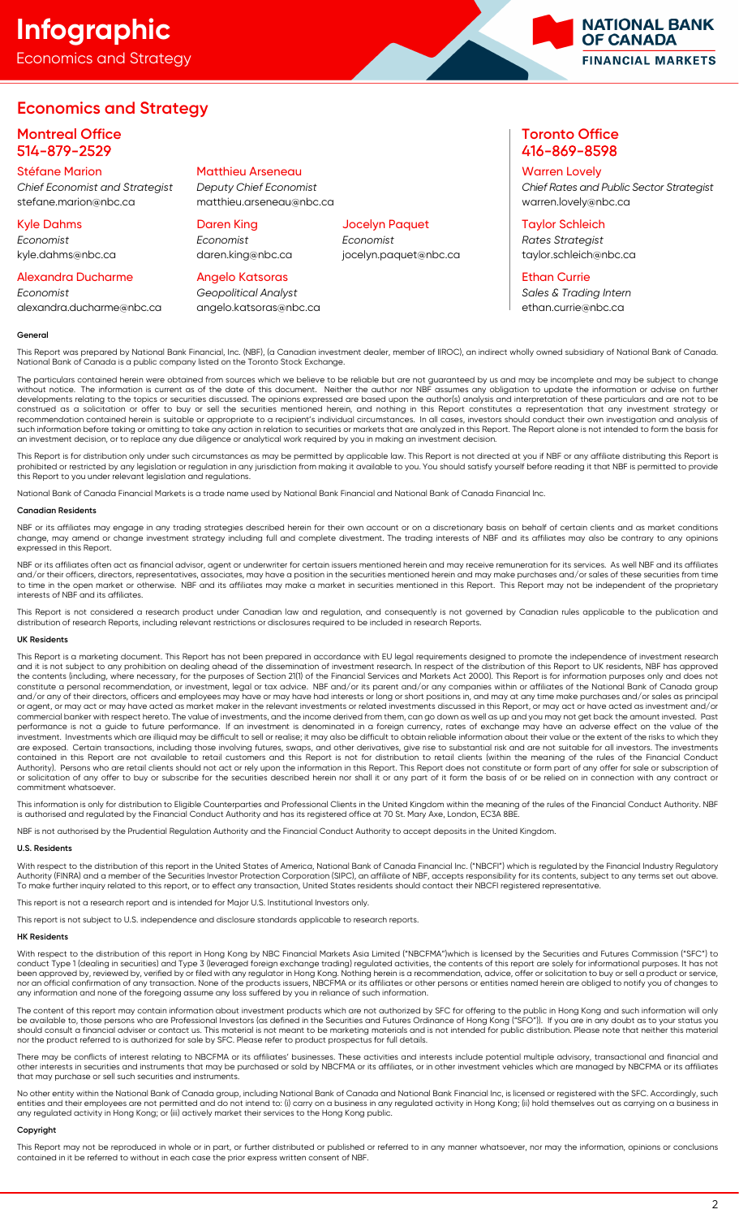# Economics and Strategy

## Montreal Office
## 514-879-2529

**Stéfane Marion**
*Chief Economist and Strategist*
stefane.marion@nbc.ca

**Matthieu Arseneau**
*Deputy Chief Economist*
matthieu.arseneau@nbc.ca

**Kyle Dahms**
*Economist*
kyle.dahms@nbc.ca

**Daren King**
*Economist*
daren.king@nbc.ca

**Jocelyn Paquet**
*Economist*
jocelyn.paquet@nbc.ca

**Alexandra Ducharme**
*Economist*
alexandra.ducharme@nbc.ca

**Angelo Katsoras**
*Geopolitical Analyst*
angelo.katsoras@nbc.ca

## Toronto Office
## 416-869-8598

**Warren Lovely**
*Chief Rates and Public Sector Strategist*
warren.lovely@nbc.ca

**Taylor Schleich**
*Rates Strategist*
taylor.schleich@nbc.ca

**Ethan Currie**
*Sales & Trading Intern*
ethan.currie@nbc.ca

#### General

This Report was prepared by National Bank Financial, Inc. (NBF), (a Canadian investment dealer, member of IIROC), an indirect wholly owned subsidiary of National Bank of Canada. National Bank of Canada is a public company listed on the Toronto Stock Exchange.

The particulars contained herein were obtained from sources which we believe to be reliable but are not guaranteed by us and may be incomplete and may be subject to change without notice. The information is current as of the date of this document. Neither the author nor NBF assumes any obligation to update the information or advise on further developments relating to the topics or securities discussed. The opinions expressed are based upon the author(s) analysis and interpretation of these particulars and are not to be construed as a solicitation or offer to buy or sell the securities mentioned herein, and nothing in this Report constitutes a representation that any investment strategy or recommendation contained herein is suitable or appropriate to a recipient's individual circumstances. In all cases, investors should conduct their own investigation and analysis of such information before taking or omitting to take any action in relation to securities or markets that are analyzed in this Report. The Report alone is not intended to form the basis for an investment decision, or to replace any due diligence or analytical work required by you in making an investment decision.

This Report is for distribution only under such circumstances as may be permitted by applicable law. This Report is not directed at you if NBF or any affiliate distributing this Report is prohibited or restricted by any legislation or regulation in any jurisdiction from making it available to you. You should satisfy yourself before reading it that NBF is permitted to provide this Report to you under relevant legislation and regulations.

National Bank of Canada Financial Markets is a trade name used by National Bank Financial and National Bank of Canada Financial Inc.

#### Canadian Residents

NBF or its affiliates may engage in any trading strategies described herein for their own account or on a discretionary basis on behalf of certain clients and as market conditions change, may amend or change investment strategy including full and complete divestment. The trading interests of NBF and its affiliates may also be contrary to any opinions expressed in this Report.

NBF or its affiliates often act as financial advisor, agent or underwriter for certain issuers mentioned herein and may receive remuneration for its services. As well NBF and its affiliates and/or their officers, directors, representatives, associates, may have a position in the securities mentioned herein and may make purchases and/or sales of these securities from time to time in the open market or otherwise. NBF and its affiliates may make a market in securities mentioned in this Report. This Report may not be independent of the proprietary interests of NBF and its affiliates.

This Report is not considered a research product under Canadian law and regulation, and consequently is not governed by Canadian rules applicable to the publication and distribution of research Reports, including relevant restrictions or disclosures required to be included in research Reports.

#### UK Residents

This Report is a marketing document. This Report has not been prepared in accordance with EU legal requirements designed to promote the independence of investment research and it is not subject to any prohibition on dealing ahead of the dissemination of investment research. In respect of the distribution of this Report to UK residents, NBF has approved the contents (including, where necessary, for the purposes of Section 21(1) of the Financial Services and Markets Act 2000). This Report is for information purposes only and does not constitute a personal recommendation, or investment, legal or tax advice. NBF and/or its parent and/or any companies within or affiliates of the National Bank of Canada group and/or any of their directors, officers and employees may have or may have had interests or long or short positions in, and may at any time make purchases and/or sales as principal or agent, or may act or may have acted as market maker in the relevant investments or related investments discussed in this Report, or may act or have acted as investment and/or commercial banker with respect hereto. The value of investments, and the income derived from them, can go down as well as up and you may not get back the amount invested. Past performance is not a guide to future performance. If an investment is denominated in a foreign currency, rates of exchange may have an adverse effect on the value of the investment. Investments which are illiquid may be difficult to sell or realise; it may also be difficult to obtain reliable information about their value or the extent of the risks to which they are exposed. Certain transactions, including those involving futures, swaps, and other derivatives, give rise to substantial risk and are not suitable for all investors. The investments contained in this Report are not available to retail customers and this Report is not for distribution to retail clients (within the meaning of the rules of the Financial Conduct Authority). Persons who are retail clients should not act or rely upon the information in this Report. This Report does not constitute or form part of any offer for sale or subscription of or solicitation of any offer to buy or subscribe for the securities described herein nor shall it or any part of it form the basis of or be relied on in connection with any contract or commitment whatsoever.

This information is only for distribution to Eligible Counterparties and Professional Clients in the United Kingdom within the meaning of the rules of the Financial Conduct Authority. NBF is authorised and regulated by the Financial Conduct Authority and has its registered office at 70 St. Mary Axe, London, EC3A 8BE.

NBF is not authorised by the Prudential Regulation Authority and the Financial Conduct Authority to accept deposits in the United Kingdom.

#### U.S. Residents

With respect to the distribution of this report in the United States of America, National Bank of Canada Financial Inc. ("NBCFI") which is regulated by the Financial Industry Regulatory Authority (FINRA) and a member of the Securities Investor Protection Corporation (SIPC), an affiliate of NBF, accepts responsibility for its contents, subject to any terms set out above. To make further inquiry related to this report, or to effect any transaction, United States residents should contact their NBCFI registered representative.

This report is not a research report and is intended for Major U.S. Institutional Investors only.

This report is not subject to U.S. independence and disclosure standards applicable to research reports.

#### HK Residents

With respect to the distribution of this report in Hong Kong by NBC Financial Markets Asia Limited ("NBCFMA")which is licensed by the Securities and Futures Commission ("SFC") to conduct Type 1 (dealing in securities) and Type 3 (leveraged foreign exchange trading) regulated activities, the contents of this report are solely for informational purposes. It has not been approved by, reviewed by, verified by or filed with any regulator in Hong Kong. Nothing herein is a recommendation, advice, offer or solicitation to buy or sell a product or service, nor an official confirmation of any transaction. None of the products issuers, NBCFMA or its affiliates or other persons or entities named herein are obliged to notify you of changes to any information and none of the foregoing assume any loss suffered by you in reliance of such information.

The content of this report may contain information about investment products which are not authorized by SFC for offering to the public in Hong Kong and such information will only be available to, those persons who are Professional Investors (as defined in the Securities and Futures Ordinance of Hong Kong ("SFO")). If you are in any doubt as to your status you should consult a financial adviser or contact us. This material is not meant to be marketing materials and is not intended for public distribution. Please note that neither this material nor the product referred to is authorized for sale by SFC. Please refer to product prospectus for full details.

There may be conflicts of interest relating to NBCFMA or its affiliates' businesses. These activities and interests include potential multiple advisory, transactional and financial and other interests in securities and instruments that may be purchased or sold by NBCFMA or its affiliates, or in other investment vehicles which are managed by NBCFMA or its affiliates that may purchase or sell such securities and instruments.

No other entity within the National Bank of Canada group, including National Bank of Canada and National Bank Financial Inc, is licensed or registered with the SFC. Accordingly, such entities and their employees are not permitted and do not intend to: (i) carry on a business in any regulated activity in Hong Kong; (ii) hold themselves out as carrying on a business in any regulated activity in Hong Kong; or (iii) actively market their services to the Hong Kong public.

#### Copyright

This Report may not be reproduced in whole or in part, or further distributed or published or referred to in any manner whatsoever, nor may the information, opinions or conclusions contained in it be referred to without in each case the prior express written consent of NBF.